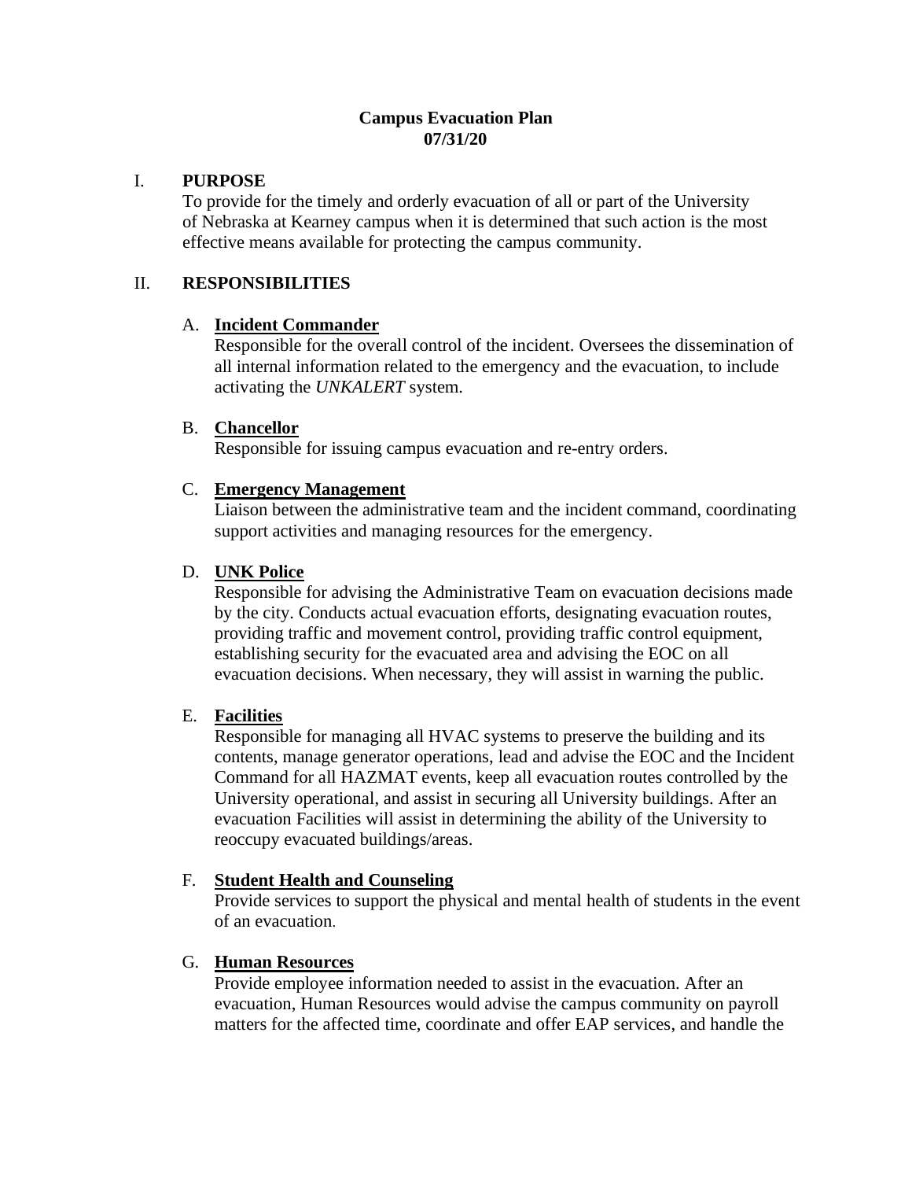# Campus Evacuation Plan
**07/31/20**

## I. PURPOSE

To provide for the timely and orderly evacuation of all or part of the University of Nebraska at Kearney campus when it is determined that such action is the most effective means available for protecting the campus community.

## II. RESPONSIBILITIES

### A. Incident Commander

Responsible for the overall control of the incident. Oversees the dissemination of all internal information related to the emergency and the evacuation, to include activating the *UNKALERT* system.

### B. Chancellor

Responsible for issuing campus evacuation and re-entry orders.

### C. Emergency Management

Liaison between the administrative team and the incident command, coordinating support activities and managing resources for the emergency.

### D. UNK Police

Responsible for advising the Administrative Team on evacuation decisions made by the city. Conducts actual evacuation efforts, designating evacuation routes, providing traffic and movement control, providing traffic control equipment, establishing security for the evacuated area and advising the EOC on all evacuation decisions. When necessary, they will assist in warning the public.

### E. Facilities

Responsible for managing all HVAC systems to preserve the building and its contents, manage generator operations, lead and advise the EOC and the Incident Command for all HAZMAT events, keep all evacuation routes controlled by the University operational, and assist in securing all University buildings. After an evacuation Facilities will assist in determining the ability of the University to reoccupy evacuated buildings/areas.

### F. Student Health and Counseling

Provide services to support the physical and mental health of students in the event of an evacuation.

### G. Human Resources

Provide employee information needed to assist in the evacuation. After an evacuation, Human Resources would advise the campus community on payroll matters for the affected time, coordinate and offer EAP services, and handle the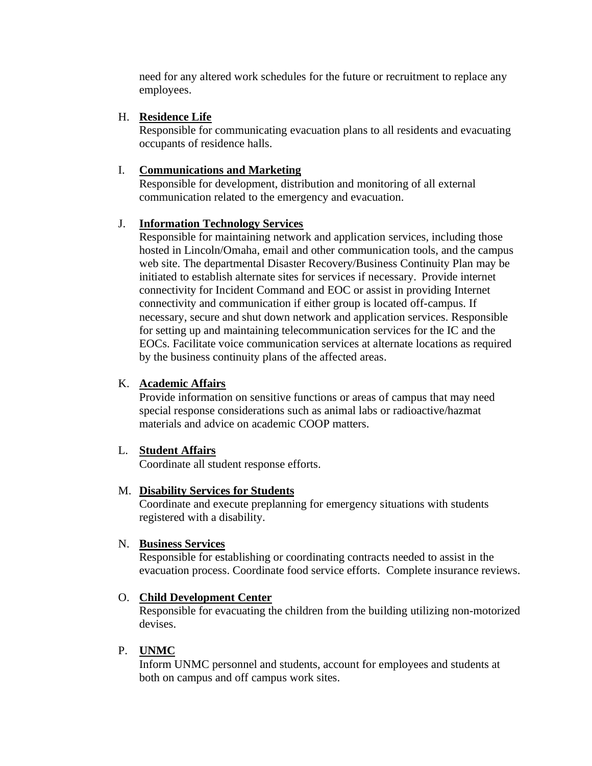need for any altered work schedules for the future or recruitment to replace any employees.

H. **Residence Life**

Responsible for communicating evacuation plans to all residents and evacuating occupants of residence halls.

I. **Communications and Marketing**

Responsible for development, distribution and monitoring of all external communication related to the emergency and evacuation.

J. **Information Technology Services**

Responsible for maintaining network and application services, including those hosted in Lincoln/Omaha, email and other communication tools, and the campus web site. The departmental Disaster Recovery/Business Continuity Plan may be initiated to establish alternate sites for services if necessary. Provide internet connectivity for Incident Command and EOC or assist in providing Internet connectivity and communication if either group is located off-campus. If necessary, secure and shut down network and application services. Responsible for setting up and maintaining telecommunication services for the IC and the EOCs. Facilitate voice communication services at alternate locations as required by the business continuity plans of the affected areas.

K. **Academic Affairs**

Provide information on sensitive functions or areas of campus that may need special response considerations such as animal labs or radioactive/hazmat materials and advice on academic COOP matters.

L. **Student Affairs**

Coordinate all student response efforts.

M. **Disability Services for Students**

Coordinate and execute preplanning for emergency situations with students registered with a disability.

N. **Business Services**

Responsible for establishing or coordinating contracts needed to assist in the evacuation process. Coordinate food service efforts. Complete insurance reviews.

O. **Child Development Center**

Responsible for evacuating the children from the building utilizing non-motorized devises.

P. **UNMC**

Inform UNMC personnel and students, account for employees and students at both on campus and off campus work sites.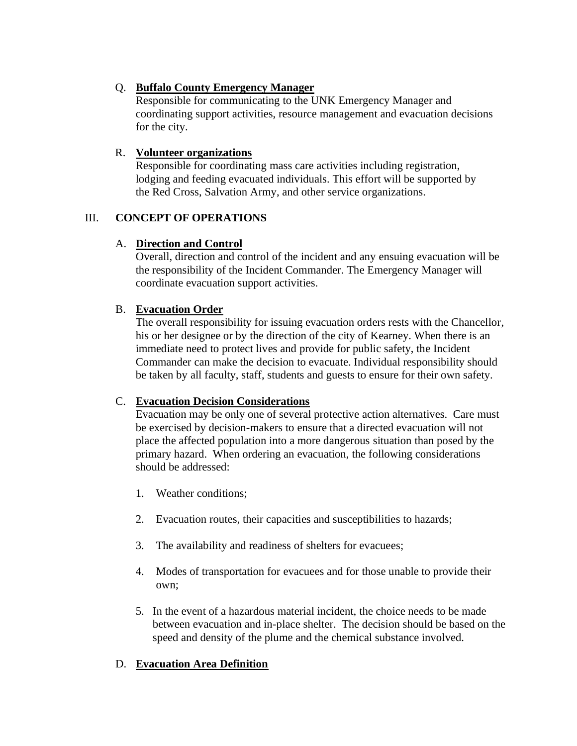Q. **Buffalo County Emergency Manager**
Responsible for communicating to the UNK Emergency Manager and coordinating support activities, resource management and evacuation decisions for the city.

R. **Volunteer organizations**
Responsible for coordinating mass care activities including registration, lodging and feeding evacuated individuals. This effort will be supported by the Red Cross, Salvation Army, and other service organizations.

## III. CONCEPT OF OPERATIONS

A. **Direction and Control**
Overall, direction and control of the incident and any ensuing evacuation will be the responsibility of the Incident Commander. The Emergency Manager will coordinate evacuation support activities.

B. **Evacuation Order**
The overall responsibility for issuing evacuation orders rests with the Chancellor, his or her designee or by the direction of the city of Kearney. When there is an immediate need to protect lives and provide for public safety, the Incident Commander can make the decision to evacuate. Individual responsibility should be taken by all faculty, staff, students and guests to ensure for their own safety.

C. **Evacuation Decision Considerations**
Evacuation may be only one of several protective action alternatives. Care must be exercised by decision-makers to ensure that a directed evacuation will not place the affected population into a more dangerous situation than posed by the primary hazard. When ordering an evacuation, the following considerations should be addressed:

1. Weather conditions;
2. Evacuation routes, their capacities and susceptibilities to hazards;
3. The availability and readiness of shelters for evacuees;
4. Modes of transportation for evacuees and for those unable to provide their own;
5. In the event of a hazardous material incident, the choice needs to be made between evacuation and in-place shelter. The decision should be based on the speed and density of the plume and the chemical substance involved.

D. **Evacuation Area Definition**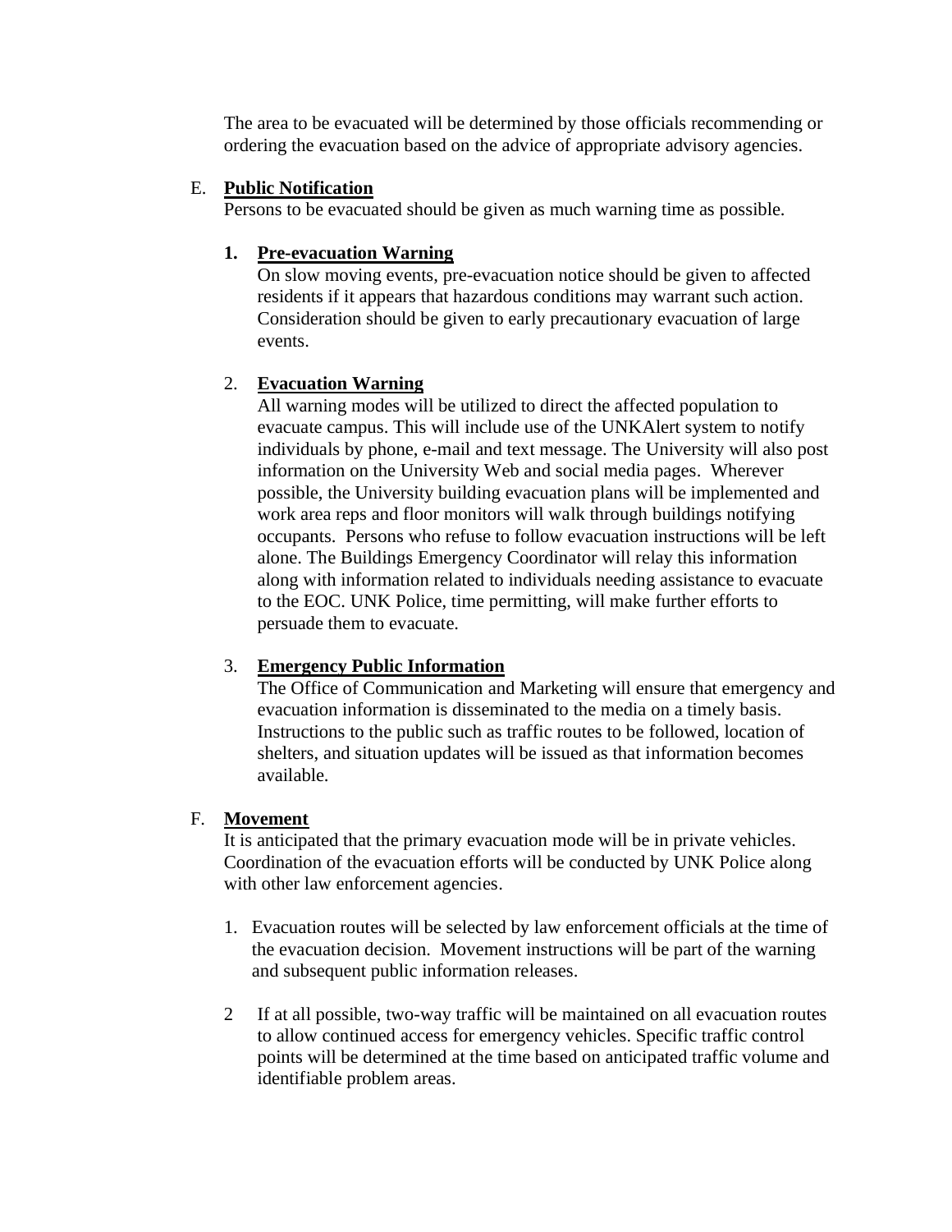The area to be evacuated will be determined by those officials recommending or ordering the evacuation based on the advice of appropriate advisory agencies.

E. **Public Notification**

Persons to be evacuated should be given as much warning time as possible.

1. **Pre-evacuation Warning**

   On slow moving events, pre-evacuation notice should be given to affected residents if it appears that hazardous conditions may warrant such action. Consideration should be given to early precautionary evacuation of large events.

2. **Evacuation Warning**

   All warning modes will be utilized to direct the affected population to evacuate campus. This will include use of the UNKAlert system to notify individuals by phone, e-mail and text message. The University will also post information on the University Web and social media pages. Wherever possible, the University building evacuation plans will be implemented and work area reps and floor monitors will walk through buildings notifying occupants. Persons who refuse to follow evacuation instructions will be left alone. The Buildings Emergency Coordinator will relay this information along with information related to individuals needing assistance to evacuate to the EOC. UNK Police, time permitting, will make further efforts to persuade them to evacuate.

3. **Emergency Public Information**

   The Office of Communication and Marketing will ensure that emergency and evacuation information is disseminated to the media on a timely basis. Instructions to the public such as traffic routes to be followed, location of shelters, and situation updates will be issued as that information becomes available.

F. **Movement**

It is anticipated that the primary evacuation mode will be in private vehicles. Coordination of the evacuation efforts will be conducted by UNK Police along with other law enforcement agencies.

1. Evacuation routes will be selected by law enforcement officials at the time of the evacuation decision. Movement instructions will be part of the warning and subsequent public information releases.

2 If at all possible, two-way traffic will be maintained on all evacuation routes to allow continued access for emergency vehicles. Specific traffic control points will be determined at the time based on anticipated traffic volume and identifiable problem areas.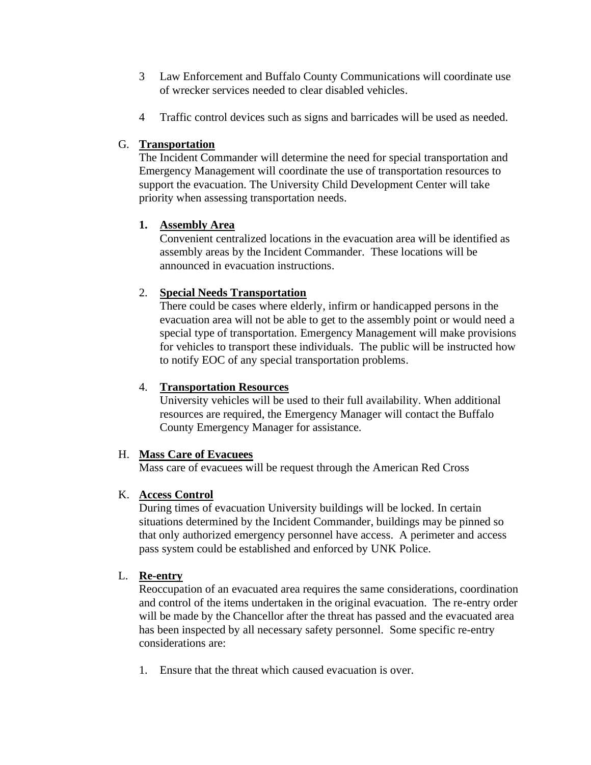3 Law Enforcement and Buffalo County Communications will coordinate use of wrecker services needed to clear disabled vehicles.

4 Traffic control devices such as signs and barricades will be used as needed.

G. **<u>Transportation</u>**

The Incident Commander will determine the need for special transportation and Emergency Management will coordinate the use of transportation resources to support the evacuation. The University Child Development Center will take priority when assessing transportation needs.

**1. <u>Assembly Area</u>**

Convenient centralized locations in the evacuation area will be identified as assembly areas by the Incident Commander. These locations will be announced in evacuation instructions.

2. **<u>Special Needs Transportation</u>**

There could be cases where elderly, infirm or handicapped persons in the evacuation area will not be able to get to the assembly point or would need a special type of transportation. Emergency Management will make provisions for vehicles to transport these individuals. The public will be instructed how to notify EOC of any special transportation problems.

4. **<u>Transportation Resources</u>**

University vehicles will be used to their full availability. When additional resources are required, the Emergency Manager will contact the Buffalo County Emergency Manager for assistance.

H. **<u>Mass Care of Evacuees</u>**

Mass care of evacuees will be request through the American Red Cross

K. **<u>Access Control</u>**

During times of evacuation University buildings will be locked. In certain situations determined by the Incident Commander, buildings may be pinned so that only authorized emergency personnel have access. A perimeter and access pass system could be established and enforced by UNK Police.

L. **<u>Re-entry</u>**

Reoccupation of an evacuated area requires the same considerations, coordination and control of the items undertaken in the original evacuation. The re-entry order will be made by the Chancellor after the threat has passed and the evacuated area has been inspected by all necessary safety personnel. Some specific re-entry considerations are:

1. Ensure that the threat which caused evacuation is over.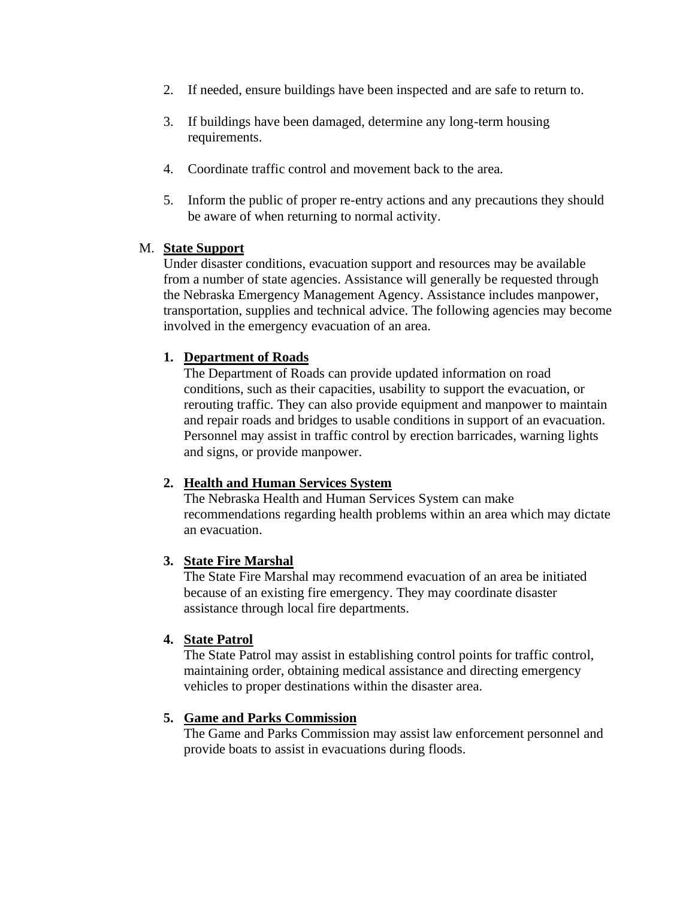2. If needed, ensure buildings have been inspected and are safe to return to.

3. If buildings have been damaged, determine any long-term housing requirements.

4. Coordinate traffic control and movement back to the area.

5. Inform the public of proper re-entry actions and any precautions they should be aware of when returning to normal activity.

M. **State Support**

Under disaster conditions, evacuation support and resources may be available from a number of state agencies. Assistance will generally be requested through the Nebraska Emergency Management Agency. Assistance includes manpower, transportation, supplies and technical advice. The following agencies may become involved in the emergency evacuation of an area.

1. **Department of Roads**

   The Department of Roads can provide updated information on road conditions, such as their capacities, usability to support the evacuation, or rerouting traffic. They can also provide equipment and manpower to maintain and repair roads and bridges to usable conditions in support of an evacuation. Personnel may assist in traffic control by erection barricades, warning lights and signs, or provide manpower.

2. **Health and Human Services System**

   The Nebraska Health and Human Services System can make recommendations regarding health problems within an area which may dictate an evacuation.

3. **State Fire Marshal**

   The State Fire Marshal may recommend evacuation of an area be initiated because of an existing fire emergency. They may coordinate disaster assistance through local fire departments.

4. **State Patrol**

   The State Patrol may assist in establishing control points for traffic control, maintaining order, obtaining medical assistance and directing emergency vehicles to proper destinations within the disaster area.

5. **Game and Parks Commission**

   The Game and Parks Commission may assist law enforcement personnel and provide boats to assist in evacuations during floods.